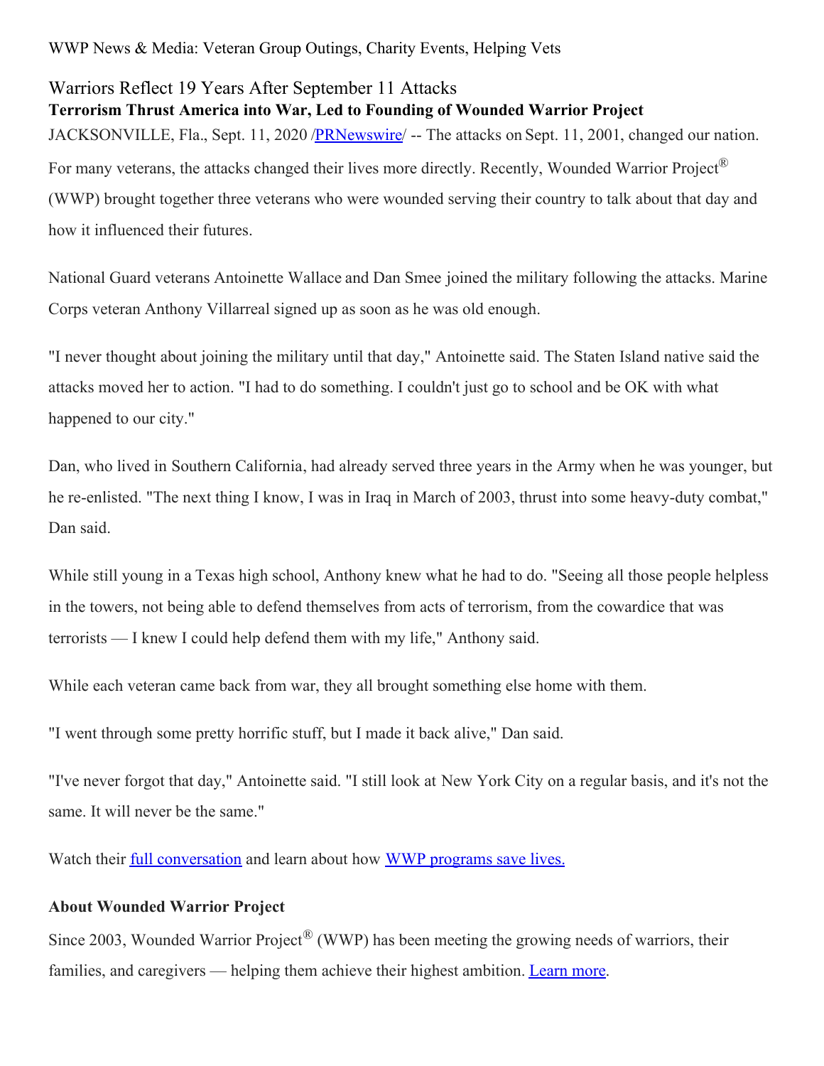WWP News & Media: Veteran Group Outings, Charity Events, Helping Vets

# Warriors Reflect 19 Years After September 11 Attacks

## Terrorism Thrust America into War, Led to Founding of Wounded Warrior Project

JACKSONVILLE, Fla., Sept. 11, 2020 /PRNewswire/ -- The attacks on Sept. 11, 2001, changed our nation. For many veterans, the attacks changed their lives more directly. Recently, Wounded Warrior Project® (WWP) brought together three veterans who were wounded serving their country to talk about that day and how it influenced their futures.

National Guard veterans Antoinette Wallace and Dan Smee joined the military following the attacks. Marine Corps veteran Anthony Villarreal signed up as soon as he was old enough.

"I never thought about joining the military until that day," Antoinette said. The Staten Island native said the attacks moved her to action. "I had to do something. I couldn't just go to school and be OK with what happened to our city."

Dan, who lived in Southern California, had already served three years in the Army when he was younger, but he re-enlisted. "The next thing I know, I was in Iraq in March of 2003, thrust into some heavy-duty combat," Dan said.

While still young in a Texas high school, Anthony knew what he had to do. "Seeing all those people helpless in the towers, not being able to defend themselves from acts of terrorism, from the cowardice that was terrorists — I knew I could help defend them with my life," Anthony said.

While each veteran came back from war, they all brought something else home with them.

"I went through some pretty horrific stuff, but I made it back alive," Dan said.

"I've never forgot that day," Antoinette said. "I still look at New York City on a regular basis, and it's not the same. It will never be the same."

Watch their full conversation and learn about how WWP programs save lives.

### About Wounded Warrior Project

Since 2003, Wounded Warrior Project® (WWP) has been meeting the growing needs of warriors, their families, and caregivers — helping them achieve their highest ambition. Learn more.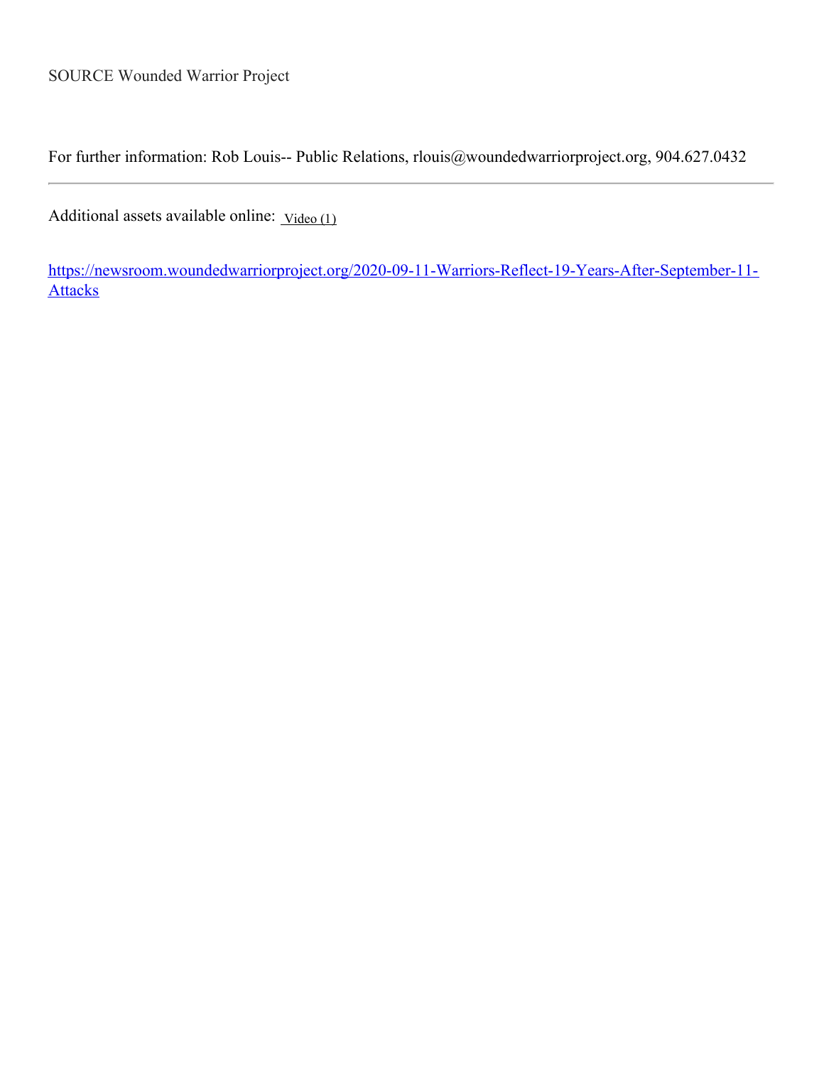SOURCE Wounded Warrior Project

For further information: Rob Louis-- Public Relations, rlouis@woundedwarriorproject.org, 904.627.0432

---

Additional assets available online: [Video (1)]

[https://newsroom.woundedwarriorproject.org/2020-09-11-Warriors-Reflect-19-Years-After-September-11-Attacks](https://newsroom.woundedwarriorproject.org/2020-09-11-Warriors-Reflect-19-Years-After-September-11-Attacks)